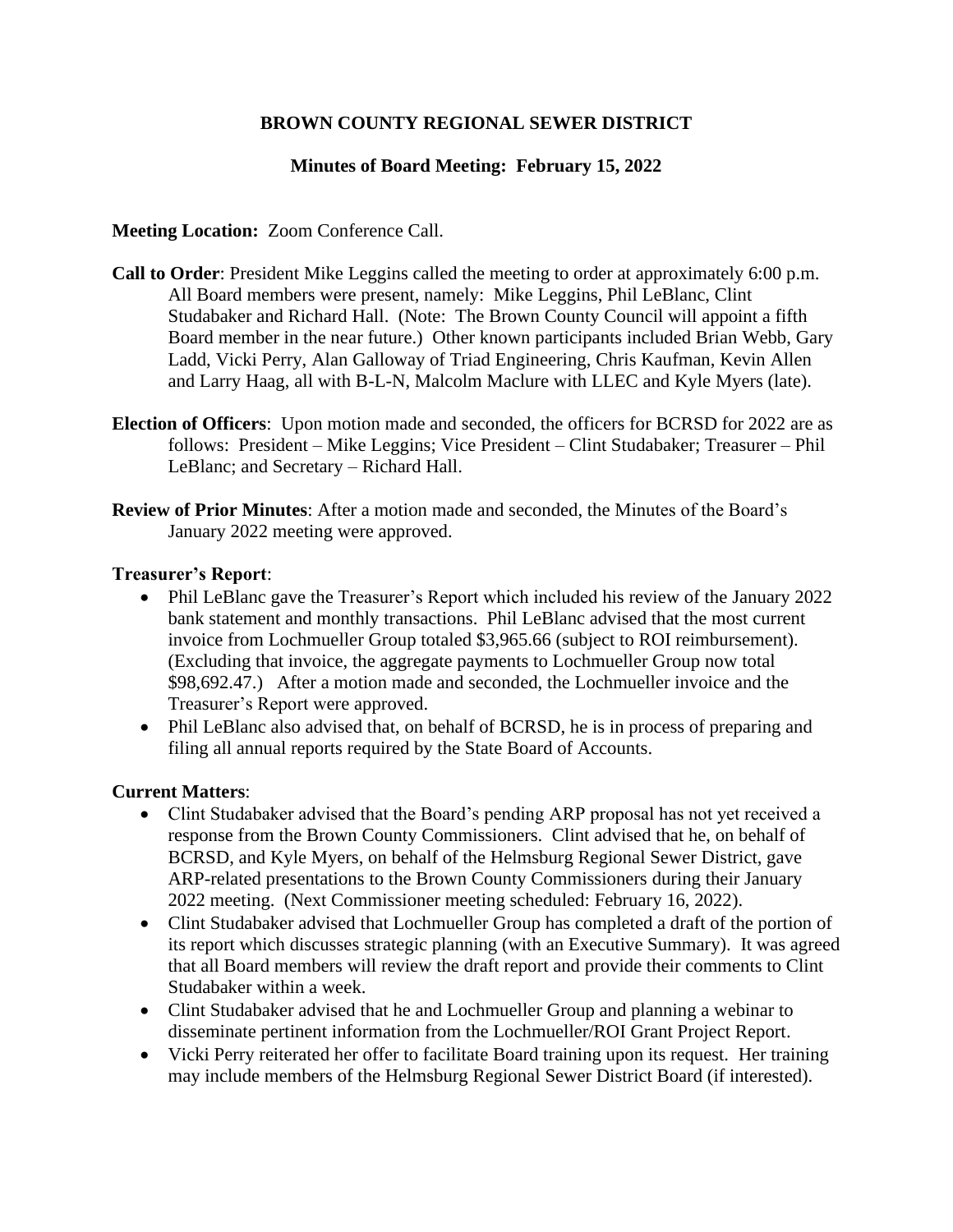# BROWN COUNTY REGIONAL SEWER DISTRICT

## Minutes of Board Meeting: February 15, 2022

**Meeting Location:** Zoom Conference Call.

**Call to Order**: President Mike Leggins called the meeting to order at approximately 6:00 p.m. All Board members were present, namely: Mike Leggins, Phil LeBlanc, Clint Studabaker and Richard Hall. (Note: The Brown County Council will appoint a fifth Board member in the near future.) Other known participants included Brian Webb, Gary Ladd, Vicki Perry, Alan Galloway of Triad Engineering, Chris Kaufman, Kevin Allen and Larry Haag, all with B-L-N, Malcolm Maclure with LLEC and Kyle Myers (late).

**Election of Officers**: Upon motion made and seconded, the officers for BCRSD for 2022 are as follows: President – Mike Leggins; Vice President – Clint Studabaker; Treasurer – Phil LeBlanc; and Secretary – Richard Hall.

**Review of Prior Minutes**: After a motion made and seconded, the Minutes of the Board's January 2022 meeting were approved.

**Treasurer's Report**:

- Phil LeBlanc gave the Treasurer's Report which included his review of the January 2022 bank statement and monthly transactions. Phil LeBlanc advised that the most current invoice from Lochmueller Group totaled $3,965.66 (subject to ROI reimbursement). (Excluding that invoice, the aggregate payments to Lochmueller Group now total $98,692.47.) After a motion made and seconded, the Lochmueller invoice and the Treasurer's Report were approved.
- Phil LeBlanc also advised that, on behalf of BCRSD, he is in process of preparing and filing all annual reports required by the State Board of Accounts.

**Current Matters**:

- Clint Studabaker advised that the Board's pending ARP proposal has not yet received a response from the Brown County Commissioners. Clint advised that he, on behalf of BCRSD, and Kyle Myers, on behalf of the Helmsburg Regional Sewer District, gave ARP-related presentations to the Brown County Commissioners during their January 2022 meeting. (Next Commissioner meeting scheduled: February 16, 2022).
- Clint Studabaker advised that Lochmueller Group has completed a draft of the portion of its report which discusses strategic planning (with an Executive Summary). It was agreed that all Board members will review the draft report and provide their comments to Clint Studabaker within a week.
- Clint Studabaker advised that he and Lochmueller Group and planning a webinar to disseminate pertinent information from the Lochmueller/ROI Grant Project Report.
- Vicki Perry reiterated her offer to facilitate Board training upon its request. Her training may include members of the Helmsburg Regional Sewer District Board (if interested).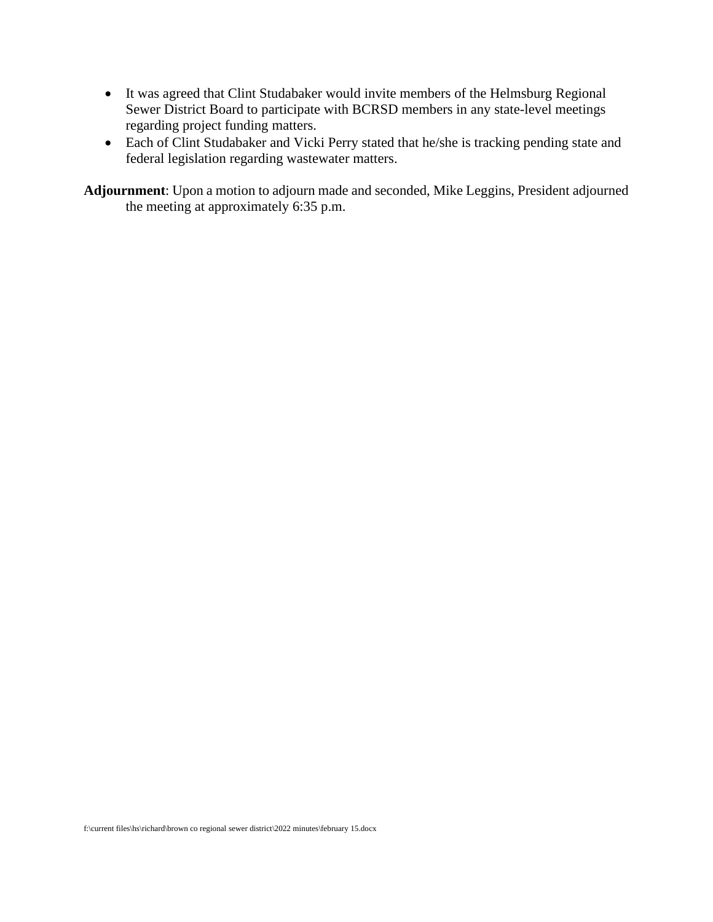- It was agreed that Clint Studabaker would invite members of the Helmsburg Regional Sewer District Board to participate with BCRSD members in any state-level meetings regarding project funding matters.
- Each of Clint Studabaker and Vicki Perry stated that he/she is tracking pending state and federal legislation regarding wastewater matters.

**Adjournment**: Upon a motion to adjourn made and seconded, Mike Leggins, President adjourned the meeting at approximately 6:35 p.m.

f:\current files\hs\richard\brown co regional sewer district\2022 minutes\february 15.docx